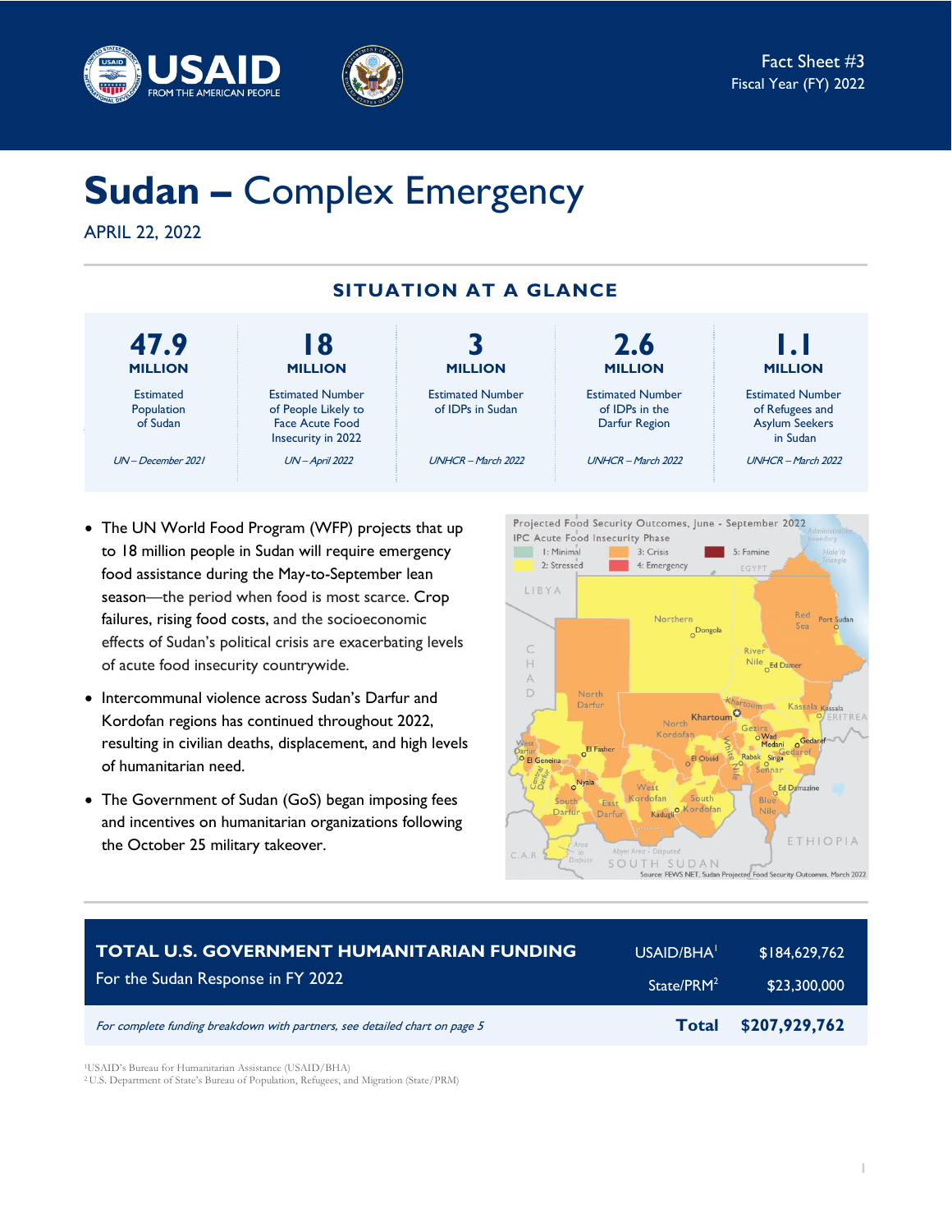Fact Sheet #3
Fiscal Year (FY) 2022

# Sudan – Complex Emergency

APRIL 22, 2022

## SITUATION AT A GLANCE

| 47.9 MILLION | 18 MILLION | 3 MILLION | 2.6 MILLION | 1.1 MILLION |
|---|---|---|---|---|
| Estimated Population of Sudan | Estimated Number of People Likely to Face Acute Food Insecurity in 2022 | Estimated Number of IDPs in Sudan | Estimated Number of IDPs in the Darfur Region | Estimated Number of Refugees and Asylum Seekers in Sudan |
| *UN – December 2021* | *UN – April 2022* | *UNHCR – March 2022* | *UNHCR – March 2022* | *UNHCR – March 2022* |

- The UN World Food Program (WFP) projects that up to 18 million people in Sudan will require emergency food assistance during the May-to-September lean season—the period when food is most scarce. Crop failures, rising food costs, and the socioeconomic effects of Sudan's political crisis are exacerbating levels of acute food insecurity countrywide.
- Intercommunal violence across Sudan's Darfur and Kordofan regions has continued throughout 2022, resulting in civilian deaths, displacement, and high levels of humanitarian need.
- The Government of Sudan (GoS) began imposing fees and incentives on humanitarian organizations following the October 25 military takeover.

Projected Food Security Outcomes, June - September 2022
IPC Acute Food Insecurity Phase: 1: Minimal; 2: Stressed; 3: Crisis; 4: Emergency; 5: Famine

Source: FEWS NET, Sudan Projected Food Security Outcomes, March 2022

| TOTAL U.S. GOVERNMENT HUMANITARIAN FUNDING For the Sudan Response in FY 2022 | | |
|---|---|---|
| | USAID/BHA[1] | $184,629,762 |
| | State/PRM[2] | $23,300,000 |
| *For complete funding breakdown with partners, see detailed chart on page 5* | **Total** | **$207,929,762** |

[1] USAID's Bureau for Humanitarian Assistance (USAID/BHA)
[2] U.S. Department of State's Bureau of Population, Refugees, and Migration (State/PRM)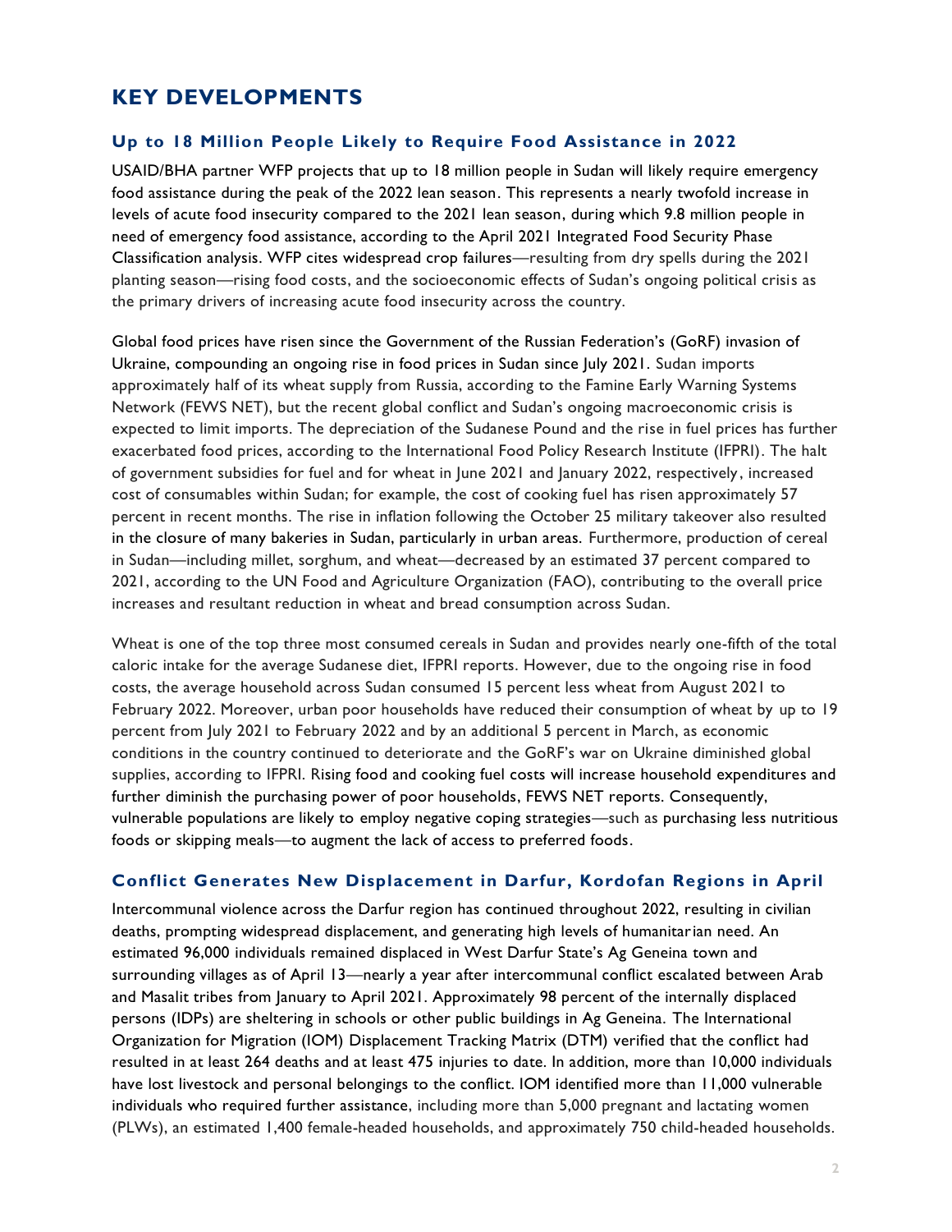## KEY DEVELOPMENTS

### Up to 18 Million People Likely to Require Food Assistance in 2022

USAID/BHA partner WFP projects that up to 18 million people in Sudan will likely require emergency food assistance during the peak of the 2022 lean season. This represents a nearly twofold increase in levels of acute food insecurity compared to the 2021 lean season, during which 9.8 million people in need of emergency food assistance, according to the April 2021 Integrated Food Security Phase Classification analysis. WFP cites widespread crop failures—resulting from dry spells during the 2021 planting season—rising food costs, and the socioeconomic effects of Sudan's ongoing political crisis as the primary drivers of increasing acute food insecurity across the country.

Global food prices have risen since the Government of the Russian Federation's (GoRF) invasion of Ukraine, compounding an ongoing rise in food prices in Sudan since July 2021. Sudan imports approximately half of its wheat supply from Russia, according to the Famine Early Warning Systems Network (FEWS NET), but the recent global conflict and Sudan's ongoing macroeconomic crisis is expected to limit imports. The depreciation of the Sudanese Pound and the rise in fuel prices has further exacerbated food prices, according to the International Food Policy Research Institute (IFPRI). The halt of government subsidies for fuel and for wheat in June 2021 and January 2022, respectively, increased cost of consumables within Sudan; for example, the cost of cooking fuel has risen approximately 57 percent in recent months. The rise in inflation following the October 25 military takeover also resulted in the closure of many bakeries in Sudan, particularly in urban areas. Furthermore, production of cereal in Sudan—including millet, sorghum, and wheat—decreased by an estimated 37 percent compared to 2021, according to the UN Food and Agriculture Organization (FAO), contributing to the overall price increases and resultant reduction in wheat and bread consumption across Sudan.

Wheat is one of the top three most consumed cereals in Sudan and provides nearly one-fifth of the total caloric intake for the average Sudanese diet, IFPRI reports. However, due to the ongoing rise in food costs, the average household across Sudan consumed 15 percent less wheat from August 2021 to February 2022. Moreover, urban poor households have reduced their consumption of wheat by up to 19 percent from July 2021 to February 2022 and by an additional 5 percent in March, as economic conditions in the country continued to deteriorate and the GoRF's war on Ukraine diminished global supplies, according to IFPRI. Rising food and cooking fuel costs will increase household expenditures and further diminish the purchasing power of poor households, FEWS NET reports. Consequently, vulnerable populations are likely to employ negative coping strategies—such as purchasing less nutritious foods or skipping meals—to augment the lack of access to preferred foods.

### Conflict Generates New Displacement in Darfur, Kordofan Regions in April

Intercommunal violence across the Darfur region has continued throughout 2022, resulting in civilian deaths, prompting widespread displacement, and generating high levels of humanitarian need. An estimated 96,000 individuals remained displaced in West Darfur State's Ag Geneina town and surrounding villages as of April 13—nearly a year after intercommunal conflict escalated between Arab and Masalit tribes from January to April 2021. Approximately 98 percent of the internally displaced persons (IDPs) are sheltering in schools or other public buildings in Ag Geneina. The International Organization for Migration (IOM) Displacement Tracking Matrix (DTM) verified that the conflict had resulted in at least 264 deaths and at least 475 injuries to date. In addition, more than 10,000 individuals have lost livestock and personal belongings to the conflict. IOM identified more than 11,000 vulnerable individuals who required further assistance, including more than 5,000 pregnant and lactating women (PLWs), an estimated 1,400 female-headed households, and approximately 750 child-headed households.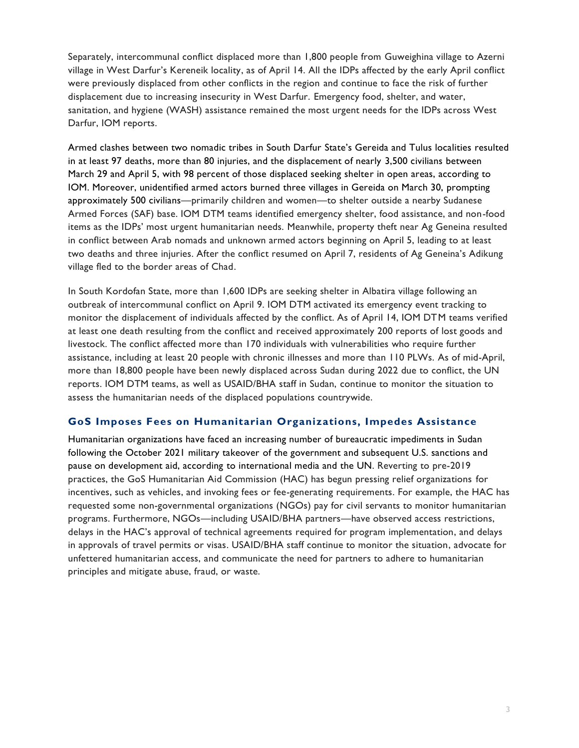Separately, intercommunal conflict displaced more than 1,800 people from Guweighina village to Azerni village in West Darfur's Kereneik locality, as of April 14. All the IDPs affected by the early April conflict were previously displaced from other conflicts in the region and continue to face the risk of further displacement due to increasing insecurity in West Darfur. Emergency food, shelter, and water, sanitation, and hygiene (WASH) assistance remained the most urgent needs for the IDPs across West Darfur, IOM reports.

Armed clashes between two nomadic tribes in South Darfur State's Gereida and Tulus localities resulted in at least 97 deaths, more than 80 injuries, and the displacement of nearly 3,500 civilians between March 29 and April 5, with 98 percent of those displaced seeking shelter in open areas, according to IOM. Moreover, unidentified armed actors burned three villages in Gereida on March 30, prompting approximately 500 civilians—primarily children and women—to shelter outside a nearby Sudanese Armed Forces (SAF) base. IOM DTM teams identified emergency shelter, food assistance, and non-food items as the IDPs' most urgent humanitarian needs. Meanwhile, property theft near Ag Geneina resulted in conflict between Arab nomads and unknown armed actors beginning on April 5, leading to at least two deaths and three injuries. After the conflict resumed on April 7, residents of Ag Geneina's Adikung village fled to the border areas of Chad.

In South Kordofan State, more than 1,600 IDPs are seeking shelter in Albatira village following an outbreak of intercommunal conflict on April 9. IOM DTM activated its emergency event tracking to monitor the displacement of individuals affected by the conflict. As of April 14, IOM DTM teams verified at least one death resulting from the conflict and received approximately 200 reports of lost goods and livestock. The conflict affected more than 170 individuals with vulnerabilities who require further assistance, including at least 20 people with chronic illnesses and more than 110 PLWs. As of mid-April, more than 18,800 people have been newly displaced across Sudan during 2022 due to conflict, the UN reports. IOM DTM teams, as well as USAID/BHA staff in Sudan, continue to monitor the situation to assess the humanitarian needs of the displaced populations countrywide.

## GoS Imposes Fees on Humanitarian Organizations, Impedes Assistance

Humanitarian organizations have faced an increasing number of bureaucratic impediments in Sudan following the October 2021 military takeover of the government and subsequent U.S. sanctions and pause on development aid, according to international media and the UN. Reverting to pre-2019 practices, the GoS Humanitarian Aid Commission (HAC) has begun pressing relief organizations for incentives, such as vehicles, and invoking fees or fee-generating requirements. For example, the HAC has requested some non-governmental organizations (NGOs) pay for civil servants to monitor humanitarian programs. Furthermore, NGOs—including USAID/BHA partners—have observed access restrictions, delays in the HAC's approval of technical agreements required for program implementation, and delays in approvals of travel permits or visas. USAID/BHA staff continue to monitor the situation, advocate for unfettered humanitarian access, and communicate the need for partners to adhere to humanitarian principles and mitigate abuse, fraud, or waste.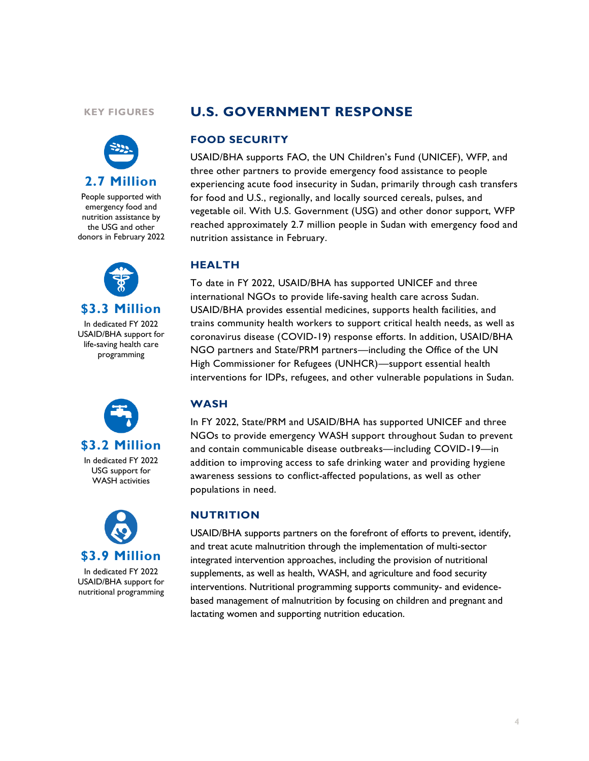## KEY FIGURES

**2.7 Million**

People supported with emergency food and nutrition assistance by the USG and other donors in February 2022

**$3.3 Million**

In dedicated FY 2022 USAID/BHA support for life-saving health care programming

**$3.2 Million**

In dedicated FY 2022 USG support for WASH activities

**$3.9 Million**

In dedicated FY 2022 USAID/BHA support for nutritional programming

# U.S. GOVERNMENT RESPONSE

## FOOD SECURITY

USAID/BHA supports FAO, the UN Children's Fund (UNICEF), WFP, and three other partners to provide emergency food assistance to people experiencing acute food insecurity in Sudan, primarily through cash transfers for food and U.S., regionally, and locally sourced cereals, pulses, and vegetable oil. With U.S. Government (USG) and other donor support, WFP reached approximately 2.7 million people in Sudan with emergency food and nutrition assistance in February.

## HEALTH

To date in FY 2022, USAID/BHA has supported UNICEF and three international NGOs to provide life-saving health care across Sudan. USAID/BHA provides essential medicines, supports health facilities, and trains community health workers to support critical health needs, as well as coronavirus disease (COVID-19) response efforts. In addition, USAID/BHA NGO partners and State/PRM partners—including the Office of the UN High Commissioner for Refugees (UNHCR)—support essential health interventions for IDPs, refugees, and other vulnerable populations in Sudan.

## WASH

In FY 2022, State/PRM and USAID/BHA has supported UNICEF and three NGOs to provide emergency WASH support throughout Sudan to prevent and contain communicable disease outbreaks—including COVID-19—in addition to improving access to safe drinking water and providing hygiene awareness sessions to conflict-affected populations, as well as other populations in need.

## NUTRITION

USAID/BHA supports partners on the forefront of efforts to prevent, identify, and treat acute malnutrition through the implementation of multi-sector integrated intervention approaches, including the provision of nutritional supplements, as well as health, WASH, and agriculture and food security interventions. Nutritional programming supports community- and evidence-based management of malnutrition by focusing on children and pregnant and lactating women and supporting nutrition education.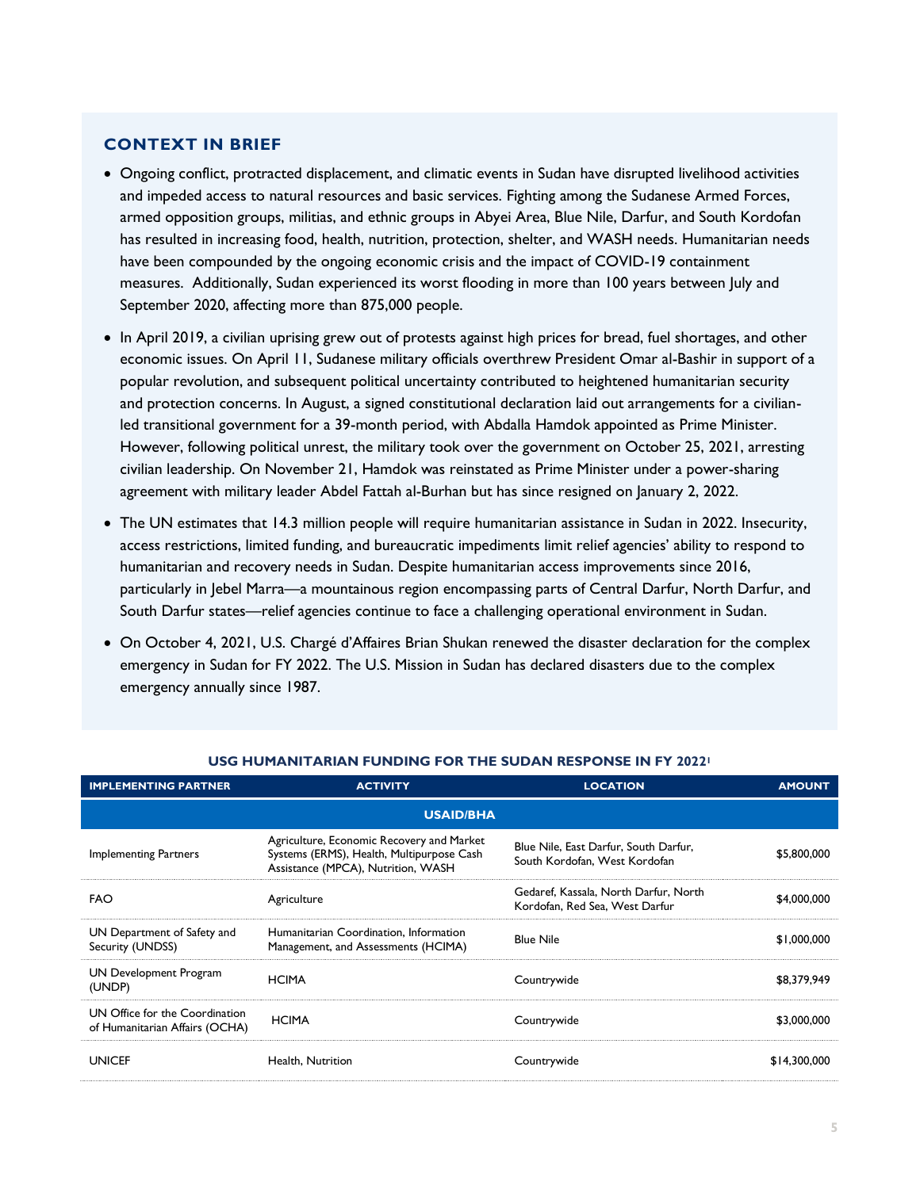## CONTEXT IN BRIEF

- Ongoing conflict, protracted displacement, and climatic events in Sudan have disrupted livelihood activities and impeded access to natural resources and basic services. Fighting among the Sudanese Armed Forces, armed opposition groups, militias, and ethnic groups in Abyei Area, Blue Nile, Darfur, and South Kordofan has resulted in increasing food, health, nutrition, protection, shelter, and WASH needs. Humanitarian needs have been compounded by the ongoing economic crisis and the impact of COVID-19 containment measures. Additionally, Sudan experienced its worst flooding in more than 100 years between July and September 2020, affecting more than 875,000 people.
- In April 2019, a civilian uprising grew out of protests against high prices for bread, fuel shortages, and other economic issues. On April 11, Sudanese military officials overthrew President Omar al-Bashir in support of a popular revolution, and subsequent political uncertainty contributed to heightened humanitarian security and protection concerns. In August, a signed constitutional declaration laid out arrangements for a civilian-led transitional government for a 39-month period, with Abdalla Hamdok appointed as Prime Minister. However, following political unrest, the military took over the government on October 25, 2021, arresting civilian leadership. On November 21, Hamdok was reinstated as Prime Minister under a power-sharing agreement with military leader Abdel Fattah al-Burhan but has since resigned on January 2, 2022.
- The UN estimates that 14.3 million people will require humanitarian assistance in Sudan in 2022. Insecurity, access restrictions, limited funding, and bureaucratic impediments limit relief agencies' ability to respond to humanitarian and recovery needs in Sudan. Despite humanitarian access improvements since 2016, particularly in Jebel Marra—a mountainous region encompassing parts of Central Darfur, North Darfur, and South Darfur states—relief agencies continue to face a challenging operational environment in Sudan.
- On October 4, 2021, U.S. Chargé d'Affaires Brian Shukan renewed the disaster declaration for the complex emergency in Sudan for FY 2022. The U.S. Mission in Sudan has declared disasters due to the complex emergency annually since 1987.

### USG HUMANITARIAN FUNDING FOR THE SUDAN RESPONSE IN FY 2022[1]

| IMPLEMENTING PARTNER | ACTIVITY | LOCATION | AMOUNT |
|---|---|---|---|
| **USAID/BHA** | | | |
| Implementing Partners | Agriculture, Economic Recovery and Market Systems (ERMS), Health, Multipurpose Cash Assistance (MPCA), Nutrition, WASH | Blue Nile, East Darfur, South Darfur, South Kordofan, West Kordofan | $5,800,000 |
| FAO | Agriculture | Gedaref, Kassala, North Darfur, North Kordofan, Red Sea, West Darfur | $4,000,000 |
| UN Department of Safety and Security (UNDSS) | Humanitarian Coordination, Information Management, and Assessments (HCIMA) | Blue Nile | $1,000,000 |
| UN Development Program (UNDP) | HCIMA | Countrywide | $8,379,949 |
| UN Office for the Coordination of Humanitarian Affairs (OCHA) | HCIMA | Countrywide | $3,000,000 |
| UNICEF | Health, Nutrition | Countrywide | $14,300,000 |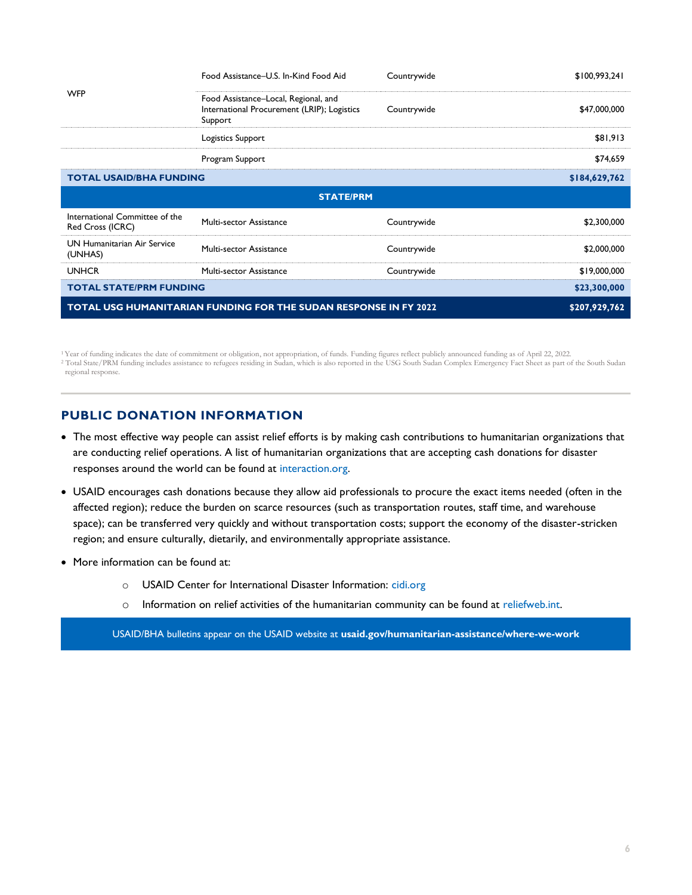| | | | |
|---|---|---|---|
| WFP | Food Assistance–U.S. In-Kind Food Aid | Countrywide | $100,993,241 |
| | Food Assistance–Local, Regional, and International Procurement (LRIP); Logistics Support | Countrywide | $47,000,000 |
| | Logistics Support | | $81,913 |
| | Program Support | | $74,659 |
| **TOTAL USAID/BHA FUNDING** | | | **$184,629,762** |
| **STATE/PRM** | | | |
| International Committee of the Red Cross (ICRC) | Multi-sector Assistance | Countrywide | $2,300,000 |
| UN Humanitarian Air Service (UNHAS) | Multi-sector Assistance | Countrywide | $2,000,000 |
| UNHCR | Multi-sector Assistance | Countrywide | $19,000,000 |
| **TOTAL STATE/PRM FUNDING** | | | **$23,300,000** |
| **TOTAL USG HUMANITARIAN FUNDING FOR THE SUDAN RESPONSE IN FY 2022** | | | **$207,929,762** |

[1] Year of funding indicates the date of commitment or obligation, not appropriation, of funds. Funding figures reflect publicly announced funding as of April 22, 2022.
[2] Total State/PRM funding includes assistance to refugees residing in Sudan, which is also reported in the USG South Sudan Complex Emergency Fact Sheet as part of the South Sudan regional response.

## PUBLIC DONATION INFORMATION

- The most effective way people can assist relief efforts is by making cash contributions to humanitarian organizations that are conducting relief operations. A list of humanitarian organizations that are accepting cash donations for disaster responses around the world can be found at interaction.org.
- USAID encourages cash donations because they allow aid professionals to procure the exact items needed (often in the affected region); reduce the burden on scarce resources (such as transportation routes, staff time, and warehouse space); can be transferred very quickly and without transportation costs; support the economy of the disaster-stricken region; and ensure culturally, dietarily, and environmentally appropriate assistance.
- More information can be found at:
  - USAID Center for International Disaster Information: cidi.org
  - Information on relief activities of the humanitarian community can be found at reliefweb.int.

USAID/BHA bulletins appear on the USAID website at **usaid.gov/humanitarian-assistance/where-we-work**